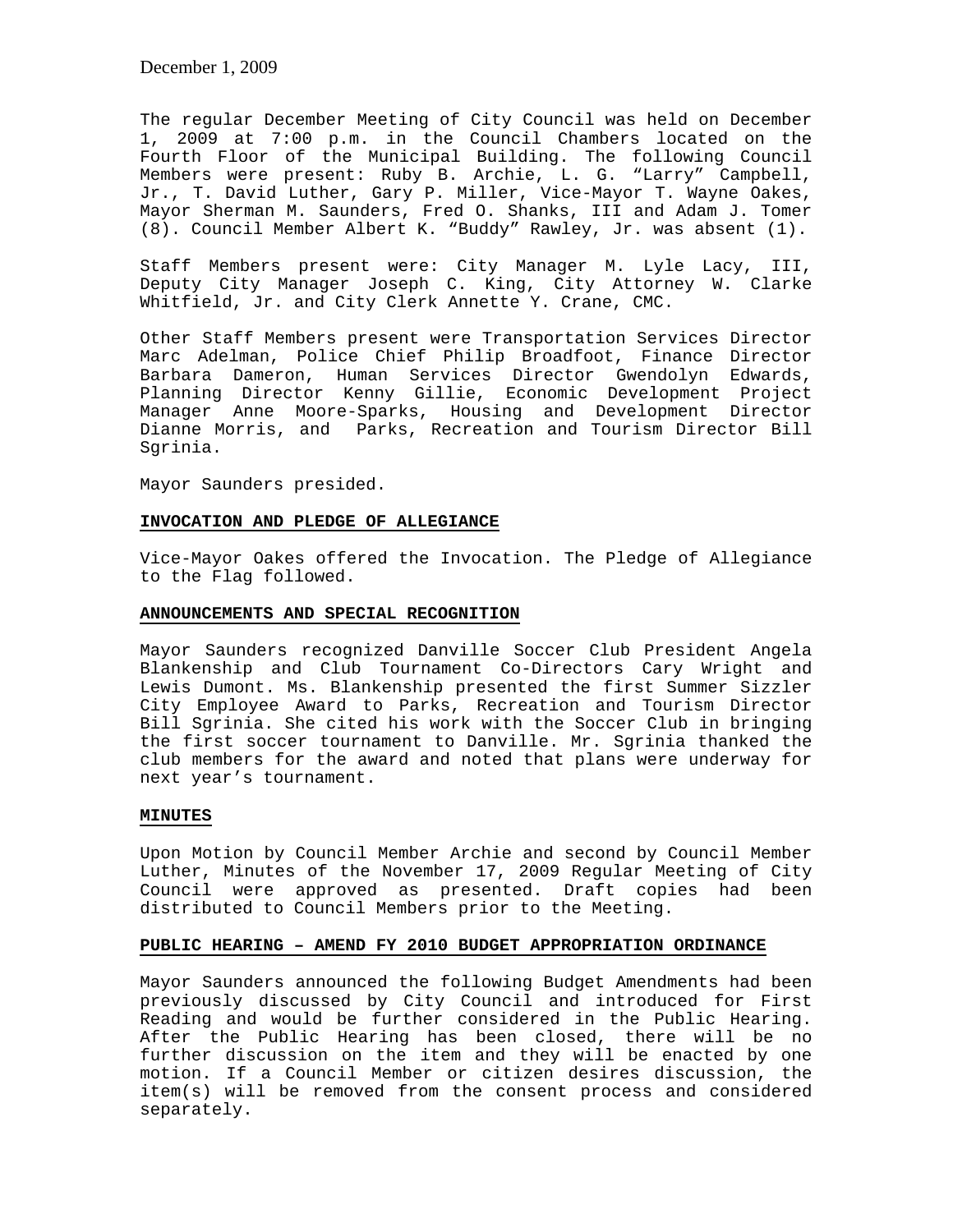December 1, 2009

The regular December Meeting of City Council was held on December 1, 2009 at 7:00 p.m. in the Council Chambers located on the Fourth Floor of the Municipal Building. The following Council Members were present: Ruby B. Archie, L. G. "Larry" Campbell, Jr., T. David Luther, Gary P. Miller, Vice-Mayor T. Wayne Oakes, Mayor Sherman M. Saunders, Fred O. Shanks, III and Adam J. Tomer (8). Council Member Albert K. "Buddy" Rawley, Jr. was absent (1).

Staff Members present were: City Manager M. Lyle Lacy, III, Deputy City Manager Joseph C. King, City Attorney W. Clarke Whitfield, Jr. and City Clerk Annette Y. Crane, CMC.

Other Staff Members present were Transportation Services Director Marc Adelman, Police Chief Philip Broadfoot, Finance Director Barbara Dameron, Human Services Director Gwendolyn Edwards, Planning Director Kenny Gillie, Economic Development Project Manager Anne Moore-Sparks, Housing and Development Director Dianne Morris, and Parks, Recreation and Tourism Director Bill Sgrinia.

Mayor Saunders presided.

**INVOCATION AND PLEDGE OF ALLEGIANCE**

Vice-Mayor Oakes offered the Invocation. The Pledge of Allegiance to the Flag followed.

**ANNOUNCEMENTS AND SPECIAL RECOGNITION**

Mayor Saunders recognized Danville Soccer Club President Angela Blankenship and Club Tournament Co-Directors Cary Wright and Lewis Dumont. Ms. Blankenship presented the first Summer Sizzler City Employee Award to Parks, Recreation and Tourism Director Bill Sgrinia. She cited his work with the Soccer Club in bringing the first soccer tournament to Danville. Mr. Sgrinia thanked the club members for the award and noted that plans were underway for next year's tournament.

**MINUTES**

Upon Motion by Council Member Archie and second by Council Member Luther, Minutes of the November 17, 2009 Regular Meeting of City Council were approved as presented. Draft copies had been distributed to Council Members prior to the Meeting.

**PUBLIC HEARING – AMEND FY 2010 BUDGET APPROPRIATION ORDINANCE**

Mayor Saunders announced the following Budget Amendments had been previously discussed by City Council and introduced for First Reading and would be further considered in the Public Hearing. After the Public Hearing has been closed, there will be no further discussion on the item and they will be enacted by one motion. If a Council Member or citizen desires discussion, the item(s) will be removed from the consent process and considered separately.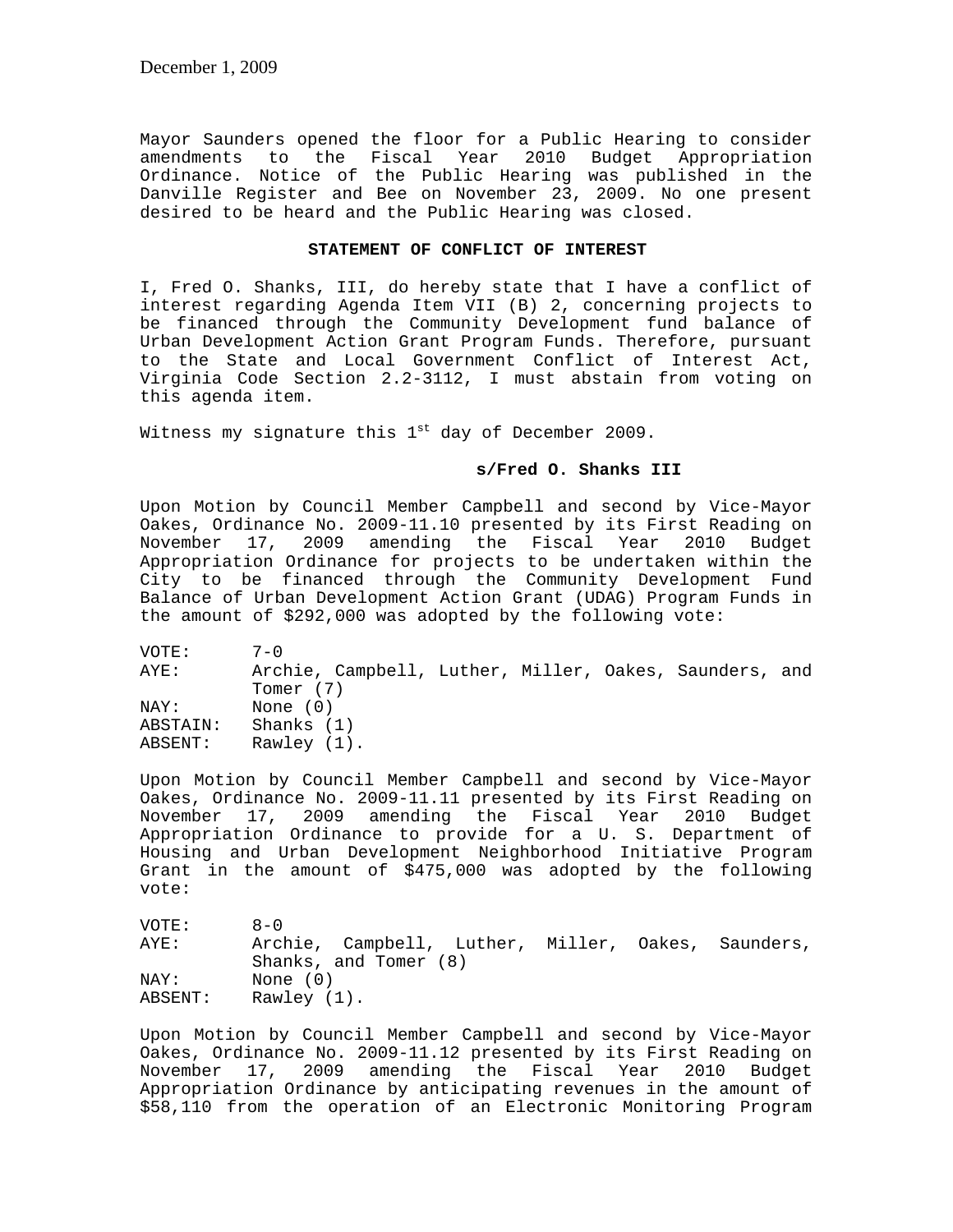Mayor Saunders opened the floor for a Public Hearing to consider amendments to the Fiscal Year 2010 Budget Appropriation Ordinance. Notice of the Public Hearing was published in the Danville Register and Bee on November 23, 2009. No one present desired to be heard and the Public Hearing was closed.

**STATEMENT OF CONFLICT OF INTEREST**

I, Fred O. Shanks, III, do hereby state that I have a conflict of interest regarding Agenda Item VII (B) 2, concerning projects to be financed through the Community Development fund balance of Urban Development Action Grant Program Funds. Therefore, pursuant to the State and Local Government Conflict of Interest Act, Virginia Code Section 2.2-3112, I must abstain from voting on this agenda item.

Witness my signature this 1st day of December 2009.

**s/Fred O. Shanks III**

Upon Motion by Council Member Campbell and second by Vice-Mayor Oakes, Ordinance No. 2009-11.10 presented by its First Reading on November 17, 2009 amending the Fiscal Year 2010 Budget Appropriation Ordinance for projects to be undertaken within the City to be financed through the Community Development Fund Balance of Urban Development Action Grant (UDAG) Program Funds in the amount of $292,000 was adopted by the following vote:

VOTE: 7-0
AYE: Archie, Campbell, Luther, Miller, Oakes, Saunders, and Tomer (7)
NAY: None (0)
ABSTAIN: Shanks (1)
ABSENT: Rawley (1).

Upon Motion by Council Member Campbell and second by Vice-Mayor Oakes, Ordinance No. 2009-11.11 presented by its First Reading on November 17, 2009 amending the Fiscal Year 2010 Budget Appropriation Ordinance to provide for a U. S. Department of Housing and Urban Development Neighborhood Initiative Program Grant in the amount of $475,000 was adopted by the following vote:

VOTE: 8-0
AYE: Archie, Campbell, Luther, Miller, Oakes, Saunders, Shanks, and Tomer (8)
NAY: None (0)
ABSENT: Rawley (1).

Upon Motion by Council Member Campbell and second by Vice-Mayor Oakes, Ordinance No. 2009-11.12 presented by its First Reading on November 17, 2009 amending the Fiscal Year 2010 Budget Appropriation Ordinance by anticipating revenues in the amount of $58,110 from the operation of an Electronic Monitoring Program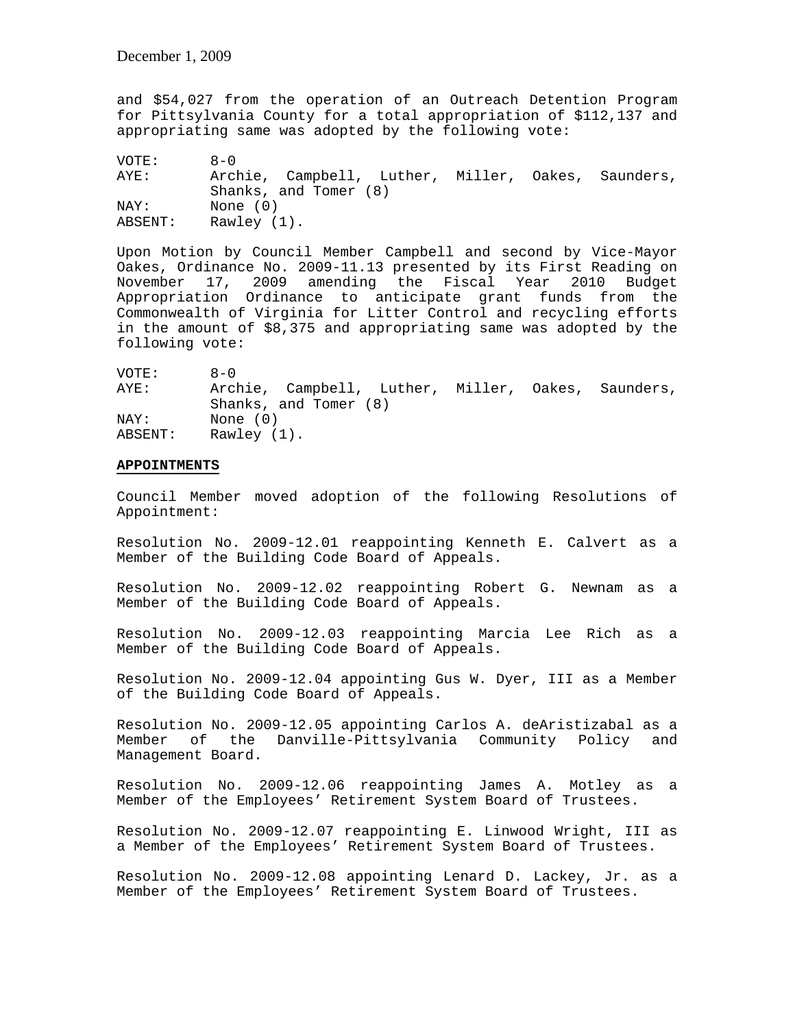and $54,027 from the operation of an Outreach Detention Program for Pittsylvania County for a total appropriation of $112,137 and appropriating same was adopted by the following vote:

VOTE: 8-0
AYE: Archie, Campbell, Luther, Miller, Oakes, Saunders, Shanks, and Tomer (8)
NAY: None (0)
ABSENT: Rawley (1).

Upon Motion by Council Member Campbell and second by Vice-Mayor Oakes, Ordinance No. 2009-11.13 presented by its First Reading on November 17, 2009 amending the Fiscal Year 2010 Budget Appropriation Ordinance to anticipate grant funds from the Commonwealth of Virginia for Litter Control and recycling efforts in the amount of $8,375 and appropriating same was adopted by the following vote:

VOTE: 8-0
AYE: Archie, Campbell, Luther, Miller, Oakes, Saunders, Shanks, and Tomer (8)
NAY: None (0)
ABSENT: Rawley (1).

**APPOINTMENTS**

Council Member moved adoption of the following Resolutions of Appointment:

Resolution No. 2009-12.01 reappointing Kenneth E. Calvert as a Member of the Building Code Board of Appeals.

Resolution No. 2009-12.02 reappointing Robert G. Newnam as a Member of the Building Code Board of Appeals.

Resolution No. 2009-12.03 reappointing Marcia Lee Rich as a Member of the Building Code Board of Appeals.

Resolution No. 2009-12.04 appointing Gus W. Dyer, III as a Member of the Building Code Board of Appeals.

Resolution No. 2009-12.05 appointing Carlos A. deAristizabal as a Member of the Danville-Pittsylvania Community Policy and Management Board.

Resolution No. 2009-12.06 reappointing James A. Motley as a Member of the Employees' Retirement System Board of Trustees.

Resolution No. 2009-12.07 reappointing E. Linwood Wright, III as a Member of the Employees' Retirement System Board of Trustees.

Resolution No. 2009-12.08 appointing Lenard D. Lackey, Jr. as a Member of the Employees' Retirement System Board of Trustees.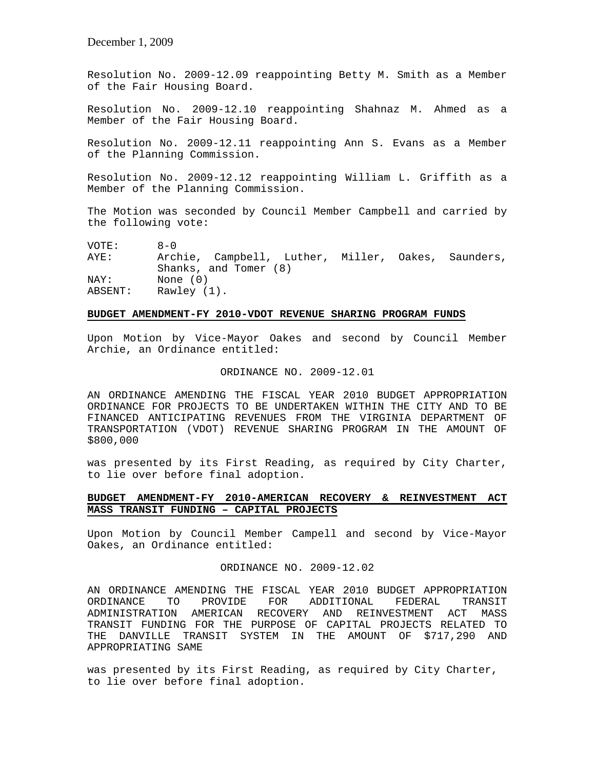Resolution No. 2009-12.09 reappointing Betty M. Smith as a Member of the Fair Housing Board.

Resolution No. 2009-12.10 reappointing Shahnaz M. Ahmed as a Member of the Fair Housing Board.

Resolution No. 2009-12.11 reappointing Ann S. Evans as a Member of the Planning Commission.

Resolution No. 2009-12.12 reappointing William L. Griffith as a Member of the Planning Commission.

The Motion was seconded by Council Member Campbell and carried by the following vote:

| | |
|---|---|
| VOTE: | 8-0 |
| AYE: | Archie, Campbell, Luther, Miller, Oakes, Saunders, Shanks, and Tomer (8) |
| NAY: | None (0) |
| ABSENT: | Rawley (1). |

**BUDGET AMENDMENT-FY 2010-VDOT REVENUE SHARING PROGRAM FUNDS**

Upon Motion by Vice-Mayor Oakes and second by Council Member Archie, an Ordinance entitled:

ORDINANCE NO. 2009-12.01

AN ORDINANCE AMENDING THE FISCAL YEAR 2010 BUDGET APPROPRIATION ORDINANCE FOR PROJECTS TO BE UNDERTAKEN WITHIN THE CITY AND TO BE FINANCED ANTICIPATING REVENUES FROM THE VIRGINIA DEPARTMENT OF TRANSPORTATION (VDOT) REVENUE SHARING PROGRAM IN THE AMOUNT OF $800,000

was presented by its First Reading, as required by City Charter, to lie over before final adoption.

**BUDGET AMENDMENT-FY 2010-AMERICAN RECOVERY & REINVESTMENT ACT MASS TRANSIT FUNDING – CAPITAL PROJECTS**

Upon Motion by Council Member Campell and second by Vice-Mayor Oakes, an Ordinance entitled:

ORDINANCE NO. 2009-12.02

AN ORDINANCE AMENDING THE FISCAL YEAR 2010 BUDGET APPROPRIATION ORDINANCE TO PROVIDE FOR ADDITIONAL FEDERAL TRANSIT ADMINISTRATION AMERICAN RECOVERY AND REINVESTMENT ACT MASS TRANSIT FUNDING FOR THE PURPOSE OF CAPITAL PROJECTS RELATED TO THE DANVILLE TRANSIT SYSTEM IN THE AMOUNT OF $717,290 AND APPROPRIATING SAME

was presented by its First Reading, as required by City Charter, to lie over before final adoption.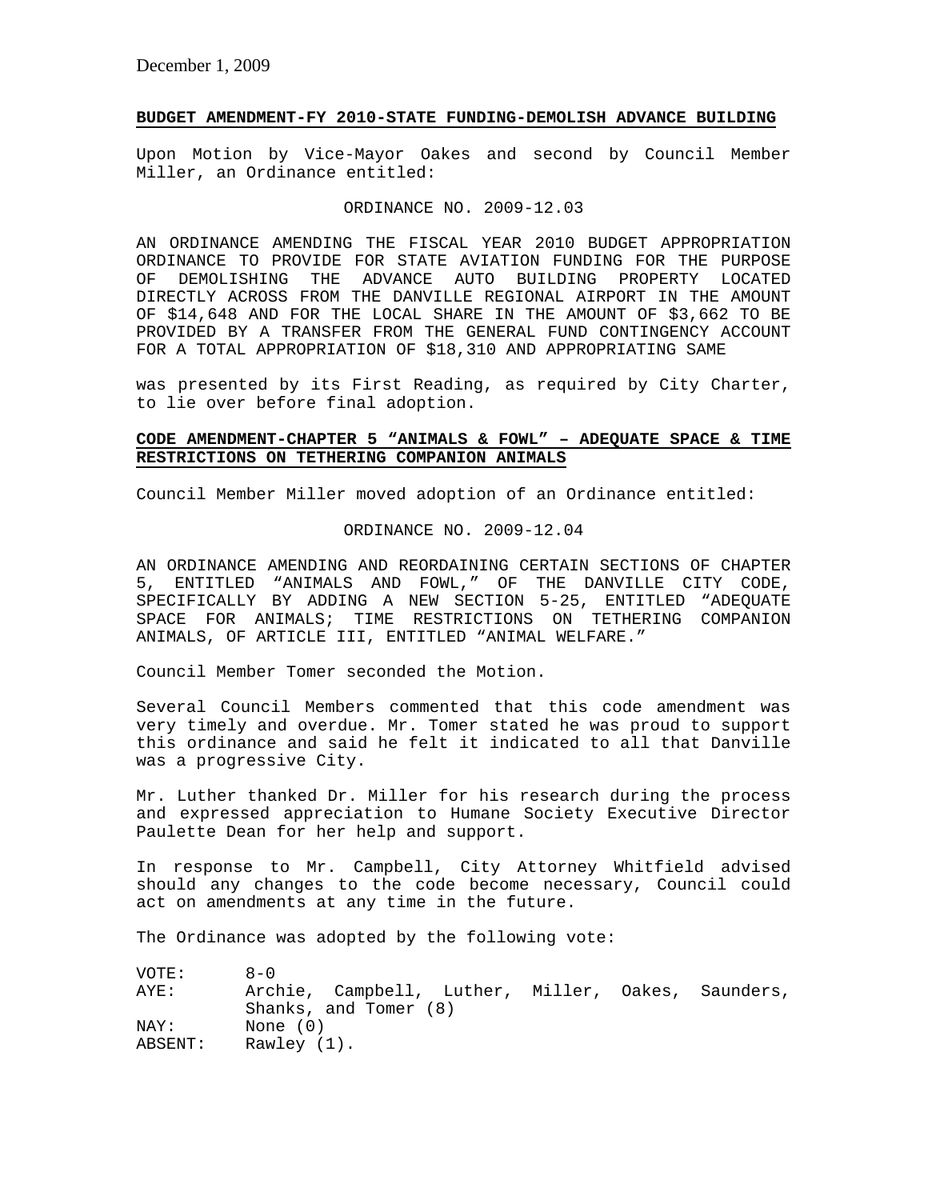December 1, 2009

**BUDGET AMENDMENT-FY 2010-STATE FUNDING-DEMOLISH ADVANCE BUILDING**

Upon Motion by Vice-Mayor Oakes and second by Council Member Miller, an Ordinance entitled:

ORDINANCE NO. 2009-12.03

AN ORDINANCE AMENDING THE FISCAL YEAR 2010 BUDGET APPROPRIATION ORDINANCE TO PROVIDE FOR STATE AVIATION FUNDING FOR THE PURPOSE OF DEMOLISHING THE ADVANCE AUTO BUILDING PROPERTY LOCATED DIRECTLY ACROSS FROM THE DANVILLE REGIONAL AIRPORT IN THE AMOUNT OF $14,648 AND FOR THE LOCAL SHARE IN THE AMOUNT OF $3,662 TO BE PROVIDED BY A TRANSFER FROM THE GENERAL FUND CONTINGENCY ACCOUNT FOR A TOTAL APPROPRIATION OF $18,310 AND APPROPRIATING SAME

was presented by its First Reading, as required by City Charter, to lie over before final adoption.

**CODE AMENDMENT-CHAPTER 5 "ANIMALS & FOWL" – ADEQUATE SPACE & TIME RESTRICTIONS ON TETHERING COMPANION ANIMALS**

Council Member Miller moved adoption of an Ordinance entitled:

ORDINANCE NO. 2009-12.04

AN ORDINANCE AMENDING AND REORDAINING CERTAIN SECTIONS OF CHAPTER 5, ENTITLED "ANIMALS AND FOWL," OF THE DANVILLE CITY CODE, SPECIFICALLY BY ADDING A NEW SECTION 5-25, ENTITLED "ADEQUATE SPACE FOR ANIMALS; TIME RESTRICTIONS ON TETHERING COMPANION ANIMALS, OF ARTICLE III, ENTITLED "ANIMAL WELFARE."

Council Member Tomer seconded the Motion.

Several Council Members commented that this code amendment was very timely and overdue. Mr. Tomer stated he was proud to support this ordinance and said he felt it indicated to all that Danville was a progressive City.

Mr. Luther thanked Dr. Miller for his research during the process and expressed appreciation to Humane Society Executive Director Paulette Dean for her help and support.

In response to Mr. Campbell, City Attorney Whitfield advised should any changes to the code become necessary, Council could act on amendments at any time in the future.

The Ordinance was adopted by the following vote:

| | |
|---|---|
| VOTE: | 8-0 |
| AYE: | Archie, Campbell, Luther, Miller, Oakes, Saunders, Shanks, and Tomer (8) |
| NAY: | None (0) |
| ABSENT: | Rawley (1). |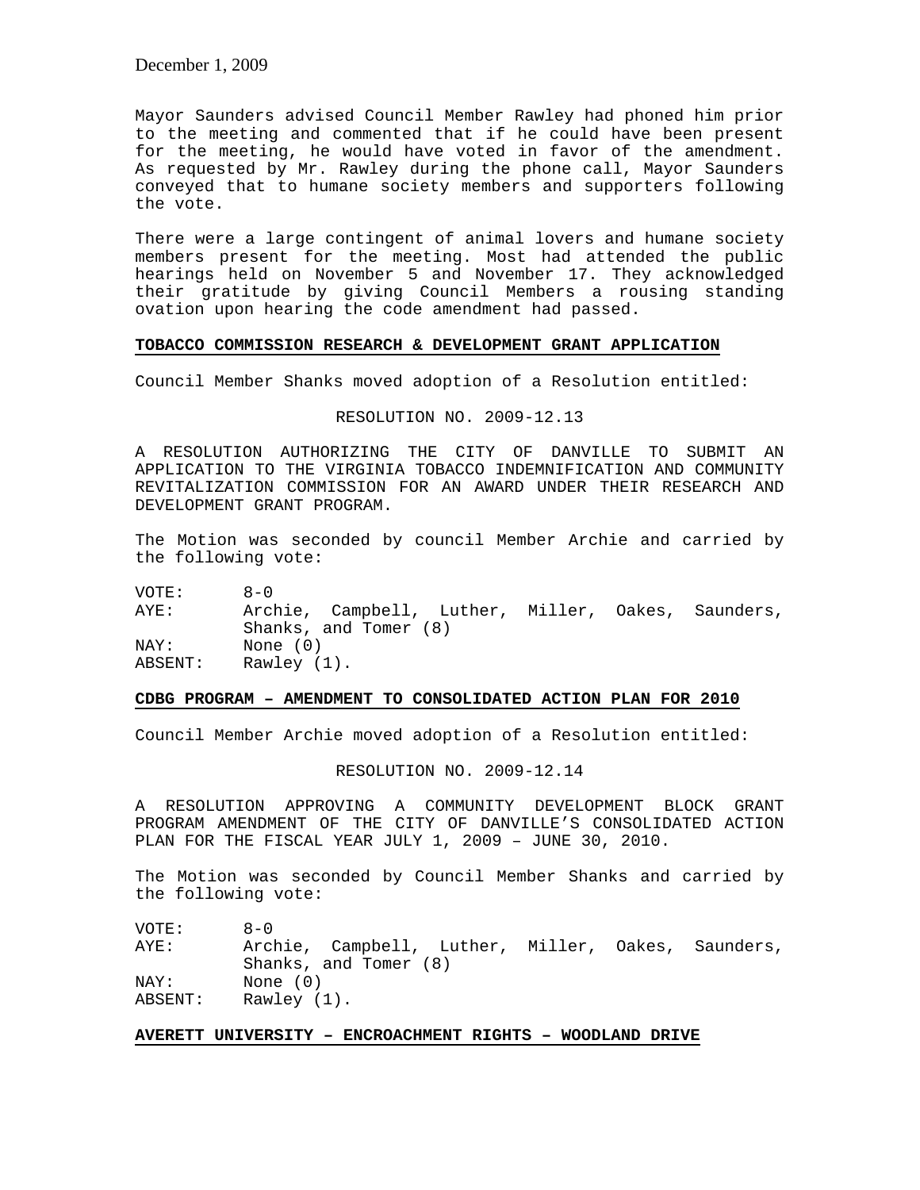Mayor Saunders advised Council Member Rawley had phoned him prior to the meeting and commented that if he could have been present for the meeting, he would have voted in favor of the amendment. As requested by Mr. Rawley during the phone call, Mayor Saunders conveyed that to humane society members and supporters following the vote.

There were a large contingent of animal lovers and humane society members present for the meeting. Most had attended the public hearings held on November 5 and November 17. They acknowledged their gratitude by giving Council Members a rousing standing ovation upon hearing the code amendment had passed.

**TOBACCO COMMISSION RESEARCH & DEVELOPMENT GRANT APPLICATION**

Council Member Shanks moved adoption of a Resolution entitled:

RESOLUTION NO. 2009-12.13

A RESOLUTION AUTHORIZING THE CITY OF DANVILLE TO SUBMIT AN APPLICATION TO THE VIRGINIA TOBACCO INDEMNIFICATION AND COMMUNITY REVITALIZATION COMMISSION FOR AN AWARD UNDER THEIR RESEARCH AND DEVELOPMENT GRANT PROGRAM.

The Motion was seconded by council Member Archie and carried by the following vote:

VOTE: 8-0
AYE: Archie, Campbell, Luther, Miller, Oakes, Saunders, Shanks, and Tomer (8)
NAY: None (0)
ABSENT: Rawley (1).

**CDBG PROGRAM – AMENDMENT TO CONSOLIDATED ACTION PLAN FOR 2010**

Council Member Archie moved adoption of a Resolution entitled:

RESOLUTION NO. 2009-12.14

A RESOLUTION APPROVING A COMMUNITY DEVELOPMENT BLOCK GRANT PROGRAM AMENDMENT OF THE CITY OF DANVILLE'S CONSOLIDATED ACTION PLAN FOR THE FISCAL YEAR JULY 1, 2009 – JUNE 30, 2010.

The Motion was seconded by Council Member Shanks and carried by the following vote:

VOTE: 8-0
AYE: Archie, Campbell, Luther, Miller, Oakes, Saunders, Shanks, and Tomer (8)
NAY: None (0)
ABSENT: Rawley (1).

**AVERETT UNIVERSITY – ENCROACHMENT RIGHTS – WOODLAND DRIVE**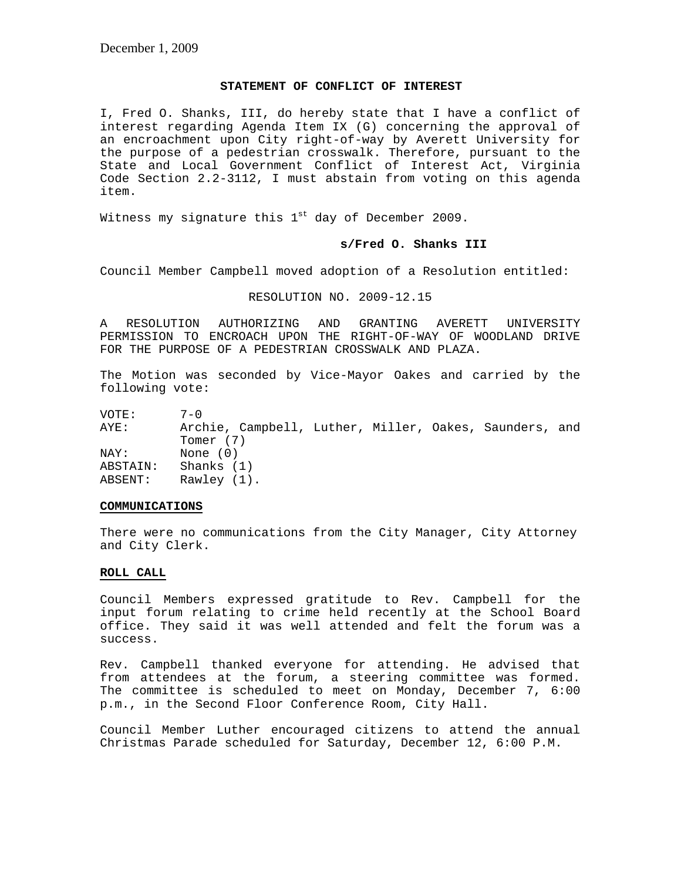December 1, 2009

**STATEMENT OF CONFLICT OF INTEREST**

I, Fred O. Shanks, III, do hereby state that I have a conflict of interest regarding Agenda Item IX (G) concerning the approval of an encroachment upon City right-of-way by Averett University for the purpose of a pedestrian crosswalk. Therefore, pursuant to the State and Local Government Conflict of Interest Act, Virginia Code Section 2.2-3112, I must abstain from voting on this agenda item.

Witness my signature this 1st day of December 2009.

**s/Fred O. Shanks III**

Council Member Campbell moved adoption of a Resolution entitled:

RESOLUTION NO. 2009-12.15

A RESOLUTION AUTHORIZING AND GRANTING AVERETT UNIVERSITY PERMISSION TO ENCROACH UPON THE RIGHT-OF-WAY OF WOODLAND DRIVE FOR THE PURPOSE OF A PEDESTRIAN CROSSWALK AND PLAZA.

The Motion was seconded by Vice-Mayor Oakes and carried by the following vote:

VOTE: 7-0
AYE: Archie, Campbell, Luther, Miller, Oakes, Saunders, and Tomer (7)
NAY: None (0)
ABSTAIN: Shanks (1)
ABSENT: Rawley (1).

**COMMUNICATIONS**

There were no communications from the City Manager, City Attorney and City Clerk.

**ROLL CALL**

Council Members expressed gratitude to Rev. Campbell for the input forum relating to crime held recently at the School Board office. They said it was well attended and felt the forum was a success.

Rev. Campbell thanked everyone for attending. He advised that from attendees at the forum, a steering committee was formed. The committee is scheduled to meet on Monday, December 7, 6:00 p.m., in the Second Floor Conference Room, City Hall.

Council Member Luther encouraged citizens to attend the annual Christmas Parade scheduled for Saturday, December 12, 6:00 P.M.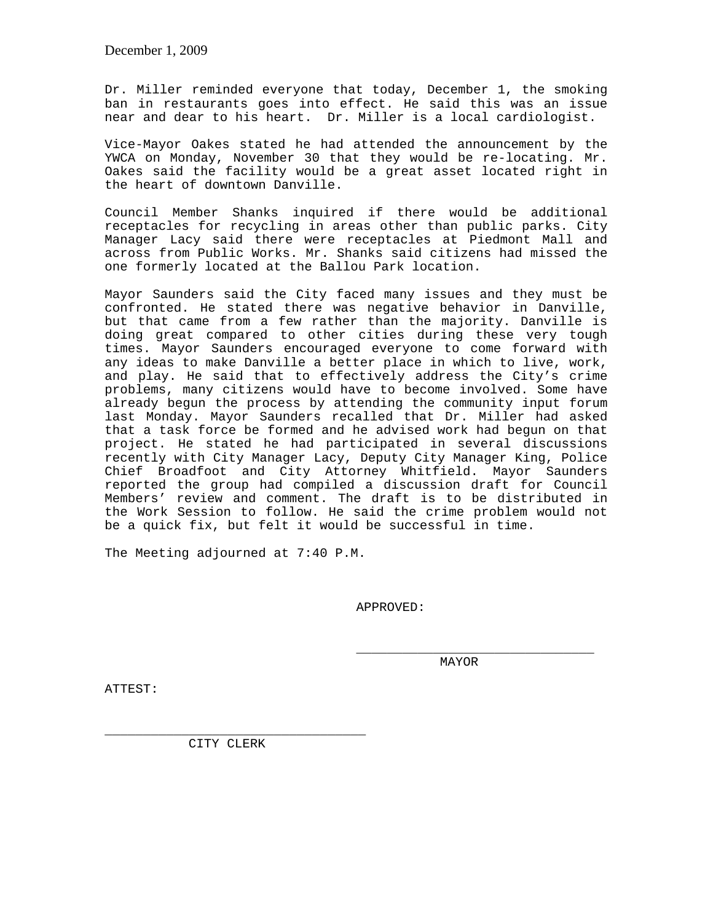Dr. Miller reminded everyone that today, December 1, the smoking ban in restaurants goes into effect. He said this was an issue near and dear to his heart. Dr. Miller is a local cardiologist.

Vice-Mayor Oakes stated he had attended the announcement by the YWCA on Monday, November 30 that they would be re-locating. Mr. Oakes said the facility would be a great asset located right in the heart of downtown Danville.

Council Member Shanks inquired if there would be additional receptacles for recycling in areas other than public parks. City Manager Lacy said there were receptacles at Piedmont Mall and across from Public Works. Mr. Shanks said citizens had missed the one formerly located at the Ballou Park location.

Mayor Saunders said the City faced many issues and they must be confronted. He stated there was negative behavior in Danville, but that came from a few rather than the majority. Danville is doing great compared to other cities during these very tough times. Mayor Saunders encouraged everyone to come forward with any ideas to make Danville a better place in which to live, work, and play. He said that to effectively address the City's crime problems, many citizens would have to become involved. Some have already begun the process by attending the community input forum last Monday. Mayor Saunders recalled that Dr. Miller had asked that a task force be formed and he advised work had begun on that project. He stated he had participated in several discussions recently with City Manager Lacy, Deputy City Manager King, Police Chief Broadfoot and City Attorney Whitfield. Mayor Saunders reported the group had compiled a discussion draft for Council Members' review and comment. The draft is to be distributed in the Work Session to follow. He said the crime problem would not be a quick fix, but felt it would be successful in time.

The Meeting adjourned at 7:40 P.M.

APPROVED:

\_\_\_\_\_\_\_\_\_\_\_\_\_\_\_\_\_\_\_\_\_\_\_\_\_\_\_\_\_\_\_\_
MAYOR

ATTEST:

\_\_\_\_\_\_\_\_\_\_\_\_\_\_\_\_\_\_\_\_\_\_\_\_\_\_\_\_\_\_\_\_
CITY CLERK